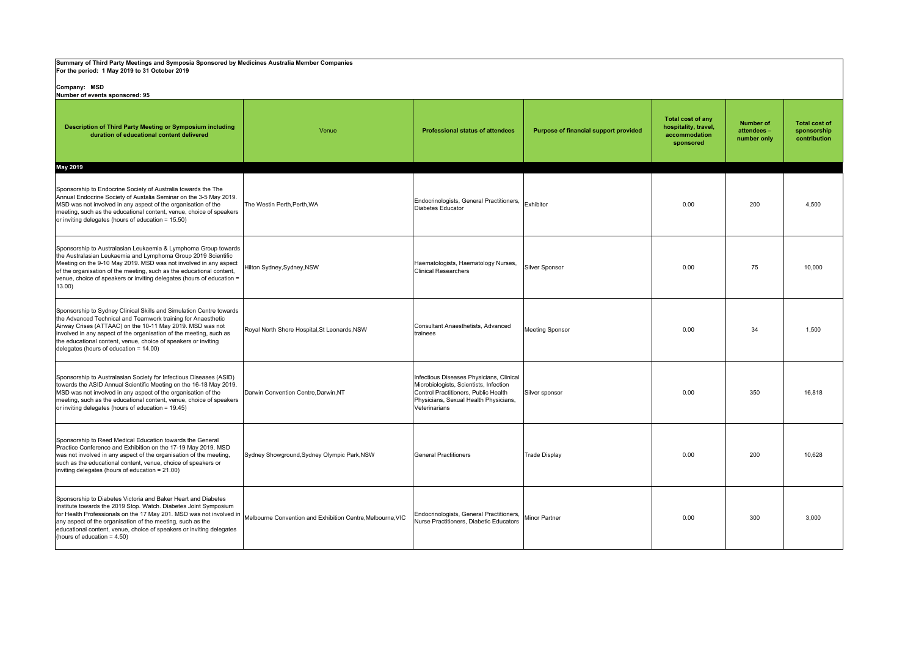**Summary of Third Party Meetings and Symposia Sponsored by Medicines Australia Member Companies**
**For the period: 1 May 2019 to 31 October 2019**

**Company: MSD**
**Number of events sponsored: 95**

| Description of Third Party Meeting or Symposium including duration of educational content delivered | Venue | Professional status of attendees | Purpose of financial support provided | Total cost of any hospitality, travel, accommodation sponsored | Number of attendees – number only | Total cost of sponsorship contribution |
|---|---|---|---|---|---|---|
| **May 2019** | | | | | | |
| Sponsorship to Endocrine Society of Australia towards the The Annual Endocrine Society of Austalia Seminar on the 3-5 May 2019. MSD was not involved in any aspect of the organisation of the meeting, such as the educational content, venue, choice of speakers or inviting delegates (hours of education = 15.50) | The Westin Perth,Perth,WA | Endocrinologists, General Practitioners, Diabetes Educator | Exhibitor | 0.00 | 200 | 4,500 |
| Sponsorship to Australasian Leukaemia & Lymphoma Group towards the Australasian Leukaemia and Lymphoma Group 2019 Scientific Meeting on the 9-10 May 2019. MSD was not involved in any aspect of the organisation of the meeting, such as the educational content, venue, choice of speakers or inviting delegates (hours of education = 13.00) | Hilton Sydney,Sydney,NSW | Haematologists, Haematology Nurses, Clinical Researchers | Silver Sponsor | 0.00 | 75 | 10,000 |
| Sponsorship to Sydney Clinical Skills and Simulation Centre towards the Advanced Technical and Teamwork training for Anaesthetic Airway Crises (ATTAAC) on the 10-11 May 2019. MSD was not involved in any aspect of the organisation of the meeting, such as the educational content, venue, choice of speakers or inviting delegates (hours of education = 14.00) | Royal North Shore Hospital,St Leonards,NSW | Consultant Anaesthetists, Advanced trainees | Meeting Sponsor | 0.00 | 34 | 1,500 |
| Sponsorship to Australasian Society for Infectious Diseases (ASID) towards the ASID Annual Scientific Meeting on the 16-18 May 2019. MSD was not involved in any aspect of the organisation of the meeting, such as the educational content, venue, choice of speakers or inviting delegates (hours of education = 19.45) | Darwin Convention Centre,Darwin,NT | Infectious Diseases Physicians, Clinical Microbiologists, Scientists, Infection Control Practitioners, Public Health Physicians, Sexual Health Physicians, Veterinarians | Silver sponsor | 0.00 | 350 | 16,818 |
| Sponsorship to Reed Medical Education towards the General Practice Conference and Exhibition on the 17-19 May 2019. MSD was not involved in any aspect of the organisation of the meeting, such as the educational content, venue, choice of speakers or inviting delegates (hours of education = 21.00) | Sydney Showground,Sydney Olympic Park,NSW | General Practitioners | Trade Display | 0.00 | 200 | 10,628 |
| Sponsorship to Diabetes Victoria and Baker Heart and Diabetes Institute towards the 2019 Stop. Watch. Diabetes Joint Symposium for Health Professionals on the 17 May 201. MSD was not involved in any aspect of the organisation of the meeting, such as the educational content, venue, choice of speakers or inviting delegates (hours of education = 4.50) | Melbourne Convention and Exhibition Centre,Melbourne,VIC | Endocrinologists, General Practitioners, Nurse Practitioners, Diabetic Educators | Minor Partner | 0.00 | 300 | 3,000 |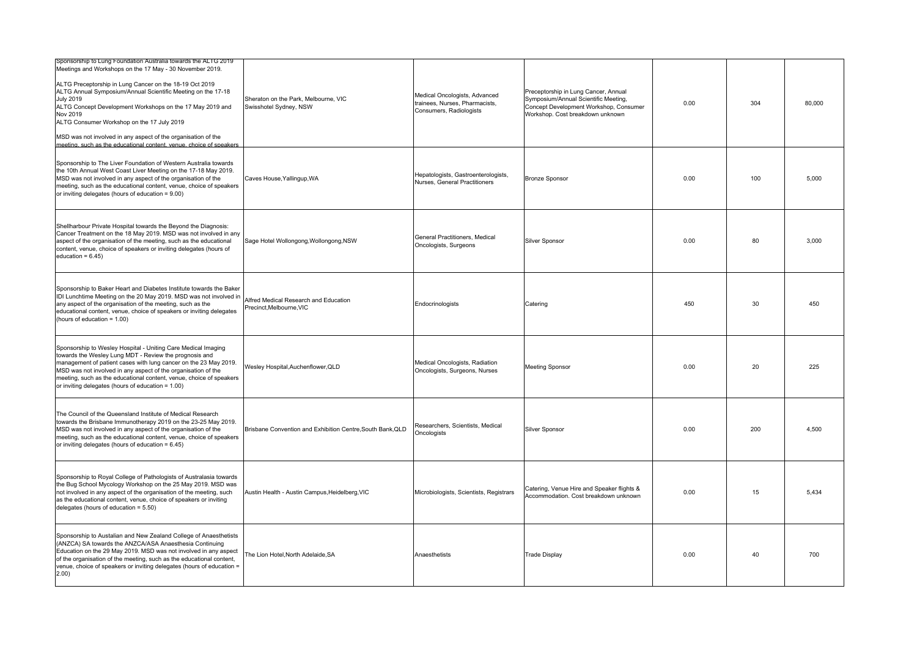| | | | | | | |
|---|---|---|---|---|---|---|
| Sponsorship to Lung Foundation Australia towards the ALTG 2019 Meetings and Workshops on the 17 May - 30 November 2019. ALTG Preceptorship in Lung Cancer on the 18-19 Oct 2019 ALTG Annual Symposium/Annual Scientific Meeting on the 17-18 July 2019 ALTG Concept Development Workshops on the 17 May 2019 and Nov 2019 ALTG Consumer Workshop on the 17 July 2019 MSD was not involved in any aspect of the organisation of the meeting, such as the educational content, venue, choice of speakers | Sheraton on the Park, Melbourne, VIC Swisshotel Sydney, NSW | Medical Oncologists, Advanced trainees, Nurses, Pharmacists, Consumers, Radiologists | Preceptorship in Lung Cancer, Annual Symposium/Annual Scientific Meeting, Concept Development Workshop, Consumer Workshop. Cost breakdown unknown | 0.00 | 304 | 80,000 |
| Sponsorship to The Liver Foundation of Western Australia towards the 10th Annual West Coast Liver Meeting on the 17-18 May 2019. MSD was not involved in any aspect of the organisation of the meeting, such as the educational content, venue, choice of speakers or inviting delegates (hours of education = 9.00) | Caves House,Yallingup,WA | Hepatologists, Gastroenterologists, Nurses, General Practitioners | Bronze Sponsor | 0.00 | 100 | 5,000 |
| Shellharbour Private Hospital towards the Beyond the Diagnosis: Cancer Treatment on the 18 May 2019. MSD was not involved in any aspect of the organisation of the meeting, such as the educational content, venue, choice of speakers or inviting delegates (hours of education = 6.45) | Sage Hotel Wollongong,Wollongong,NSW | General Practitioners, Medical Oncologists, Surgeons | Silver Sponsor | 0.00 | 80 | 3,000 |
| Sponsorship to Baker Heart and Diabetes Institute towards the Baker IDI Lunchtime Meeting on the 20 May 2019. MSD was not involved in any aspect of the organisation of the meeting, such as the educational content, venue, choice of speakers or inviting delegates (hours of education = 1.00) | Alfred Medical Research and Education Precinct,Melbourne,VIC | Endocrinologists | Catering | 450 | 30 | 450 |
| Sponsorship to Wesley Hospital - Uniting Care Medical Imaging towards the Wesley Lung MDT - Review the prognosis and management of patient cases with lung cancer on the 23 May 2019. MSD was not involved in any aspect of the organisation of the meeting, such as the educational content, venue, choice of speakers or inviting delegates (hours of education = 1.00) | Wesley Hospital,Auchenflower,QLD | Medical Oncologists, Radiation Oncologists, Surgeons, Nurses | Meeting Sponsor | 0.00 | 20 | 225 |
| The Council of the Queensland Institute of Medical Research towards the Brisbane Immunotherapy 2019 on the 23-25 May 2019. MSD was not involved in any aspect of the organisation of the meeting, such as the educational content, venue, choice of speakers or inviting delegates (hours of education = 6.45) | Brisbane Convention and Exhibition Centre,South Bank,QLD | Researchers, Scientists, Medical Oncologists | Silver Sponsor | 0.00 | 200 | 4,500 |
| Sponsorship to Royal College of Pathologists of Australasia towards the Bug School Mycology Workshop on the 25 May 2019. MSD was not involved in any aspect of the organisation of the meeting, such as the educational content, venue, choice of speakers or inviting delegates (hours of education = 5.50) | Austin Health - Austin Campus,Heidelberg,VIC | Microbiologists, Scientists, Registrars | Catering, Venue Hire and Speaker flights & Accommodation. Cost breakdown unknown | 0.00 | 15 | 5,434 |
| Sponsorship to Austalian and New Zealand College of Anaesthetists (ANZCA) SA towards the ANZCA/ASA Anaesthesia Continuing Education on the 29 May 2019. MSD was not involved in any aspect of the organisation of the meeting, such as the educational content, venue, choice of speakers or inviting delegates (hours of education = 2.00) | The Lion Hotel,North Adelaide,SA | Anaesthetists | Trade Display | 0.00 | 40 | 700 |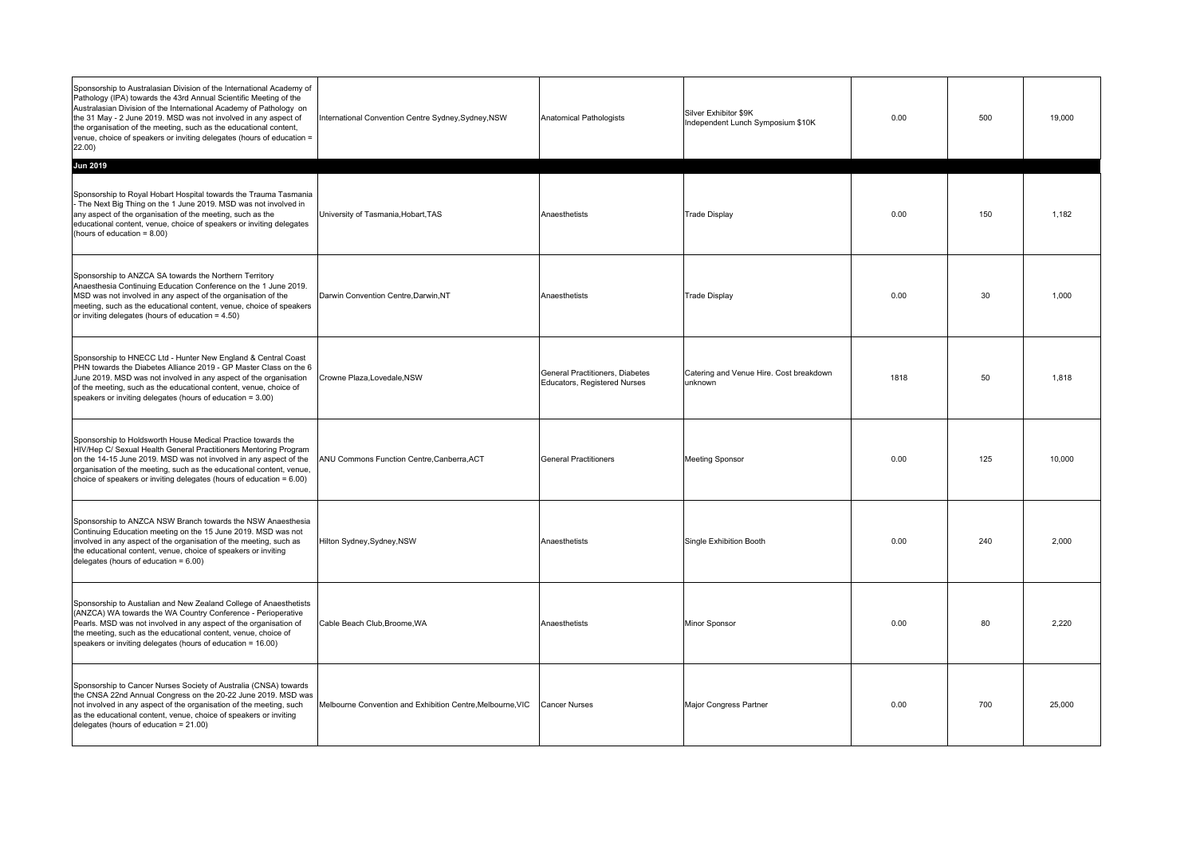| | | | | | | |
|---|---|---|---|---|---|---|
| Sponsorship to Australasian Division of the International Academy of Pathology (IPA) towards the 43rd Annual Scientific Meeting of the Australasian Division of the International Academy of Pathology on the 31 May - 2 June 2019. MSD was not involved in any aspect of the organisation of the meeting, such as the educational content, venue, choice of speakers or inviting delegates (hours of education = 22.00) | International Convention Centre Sydney,Sydney,NSW | Anatomical Pathologists | Silver Exhibitor $9K Independent Lunch Symposium $10K | 0.00 | 500 | 19,000 |
| **Jun 2019** | | | | | | |
| Sponsorship to Royal Hobart Hospital towards the Trauma Tasmania - The Next Big Thing on the 1 June 2019. MSD was not involved in any aspect of the organisation of the meeting, such as the educational content, venue, choice of speakers or inviting delegates (hours of education = 8.00) | University of Tasmania,Hobart,TAS | Anaesthetists | Trade Display | 0.00 | 150 | 1,182 |
| Sponsorship to ANZCA SA towards the Northern Territory Anaesthesia Continuing Education Conference on the 1 June 2019. MSD was not involved in any aspect of the organisation of the meeting, such as the educational content, venue, choice of speakers or inviting delegates (hours of education = 4.50) | Darwin Convention Centre,Darwin,NT | Anaesthetists | Trade Display | 0.00 | 30 | 1,000 |
| Sponsorship to HNECC Ltd - Hunter New England & Central Coast PHN towards the Diabetes Alliance 2019 - GP Master Class on the 6 June 2019. MSD was not involved in any aspect of the organisation of the meeting, such as the educational content, venue, choice of speakers or inviting delegates (hours of education = 3.00) | Crowne Plaza,Lovedale,NSW | General Practitioners, Diabetes Educators, Registered Nurses | Catering and Venue Hire. Cost breakdown unknown | 1818 | 50 | 1,818 |
| Sponsorship to Holdsworth House Medical Practice towards the HIV/Hep C/ Sexual Health General Practitioners Mentoring Program on the 14-15 June 2019. MSD was not involved in any aspect of the organisation of the meeting, such as the educational content, venue, choice of speakers or inviting delegates (hours of education = 6.00) | ANU Commons Function Centre,Canberra,ACT | General Practitioners | Meeting Sponsor | 0.00 | 125 | 10,000 |
| Sponsorship to ANZCA NSW Branch towards the NSW Anaesthesia Continuing Education meeting on the 15 June 2019. MSD was not involved in any aspect of the organisation of the meeting, such as the educational content, venue, choice of speakers or inviting delegates (hours of education = 6.00) | Hilton Sydney,Sydney,NSW | Anaesthetists | Single Exhibition Booth | 0.00 | 240 | 2,000 |
| Sponsorship to Austalian and New Zealand College of Anaesthetists (ANZCA) WA towards the WA Country Conference - Perioperative Pearls. MSD was not involved in any aspect of the organisation of the meeting, such as the educational content, venue, choice of speakers or inviting delegates (hours of education = 16.00) | Cable Beach Club,Broome,WA | Anaesthetists | Minor Sponsor | 0.00 | 80 | 2,220 |
| Sponsorship to Cancer Nurses Society of Australia (CNSA) towards the CNSA 22nd Annual Congress on the 20-22 June 2019. MSD was not involved in any aspect of the organisation of the meeting, such as the educational content, venue, choice of speakers or inviting delegates (hours of education = 21.00) | Melbourne Convention and Exhibition Centre,Melbourne,VIC | Cancer Nurses | Major Congress Partner | 0.00 | 700 | 25,000 |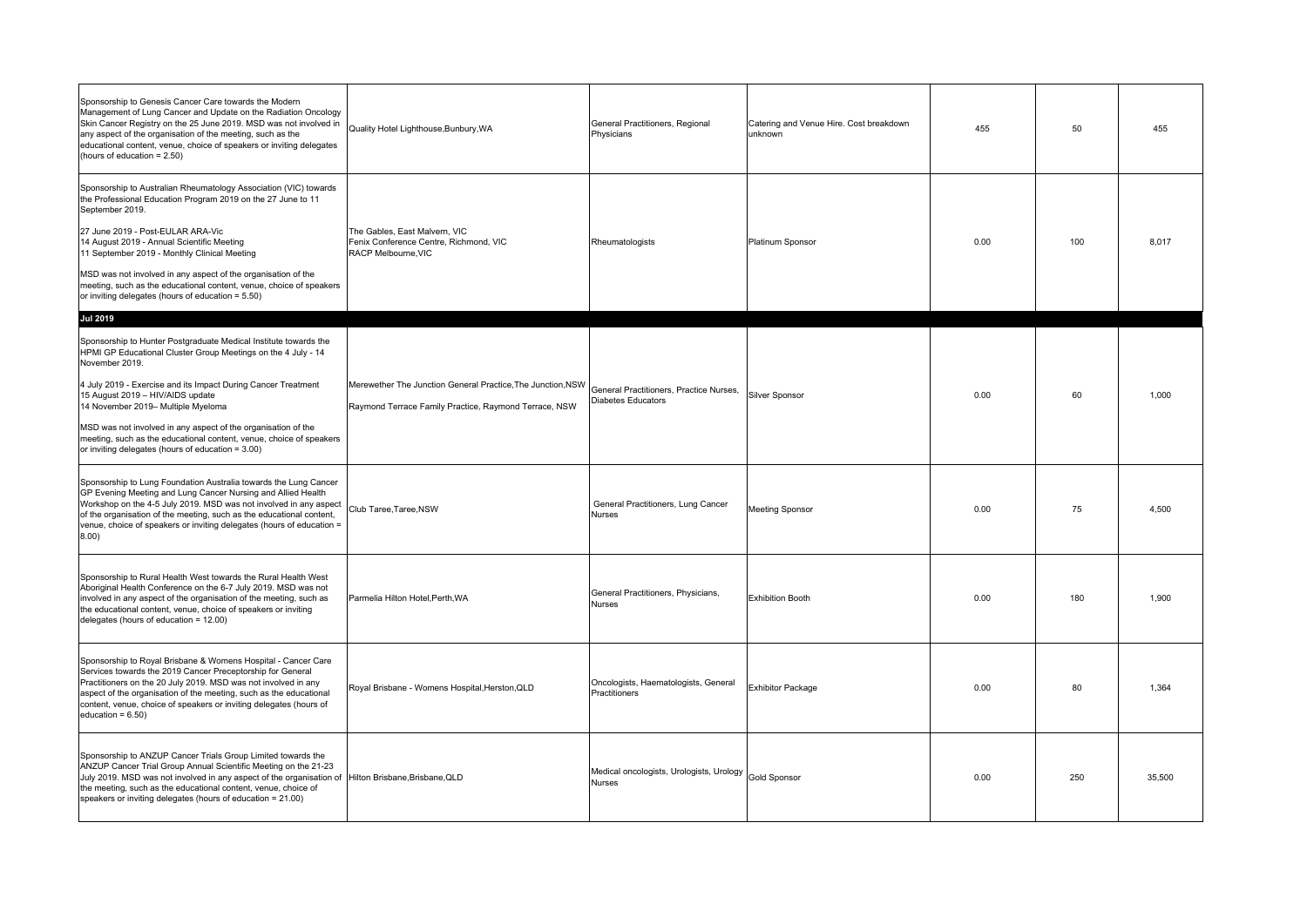| | | | | | | |
|---|---|---|---|---|---|---|
| Sponsorship to Genesis Cancer Care towards the Modern Management of Lung Cancer and Update on the Radiation Oncology Skin Cancer Registry on the 25 June 2019. MSD was not involved in any aspect of the organisation of the meeting, such as the educational content, venue, choice of speakers or inviting delegates (hours of education = 2.50) | Quality Hotel Lighthouse,Bunbury,WA | General Practitioners, Regional Physicians | Catering and Venue Hire. Cost breakdown unknown | 455 | 50 | 455 |
| Sponsorship to Australian Rheumatology Association (VIC) towards the Professional Education Program 2019 on the 27 June to 11 September 2019.<br><br>27 June 2019 - Post-EULAR ARA-Vic<br>14 August 2019 - Annual Scientific Meeting<br>11 September 2019 - Monthly Clinical Meeting<br><br>MSD was not involved in any aspect of the organisation of the meeting, such as the educational content, venue, choice of speakers or inviting delegates (hours of education = 5.50) | The Gables, East Malvern, VIC<br>Fenix Conference Centre, Richmond, VIC<br>RACP Melbourne,VIC | Rheumatologists | Platinum Sponsor | 0.00 | 100 | 8,017 |
| **Jul 2019** | | | | | | |
| Sponsorship to Hunter Postgraduate Medical Institute towards the HPMI GP Educational Cluster Group Meetings on the 4 July - 14 November 2019.<br><br>4 July 2019 - Exercise and its Impact During Cancer Treatment<br>15 August 2019 – HIV/AIDS update<br>14 November 2019– Multiple Myeloma<br><br>MSD was not involved in any aspect of the organisation of the meeting, such as the educational content, venue, choice of speakers or inviting delegates (hours of education = 3.00) | Merewether The Junction General Practice,The Junction,NSW<br><br>Raymond Terrace Family Practice, Raymond Terrace, NSW | General Practitioners, Practice Nurses, Diabetes Educators | Silver Sponsor | 0.00 | 60 | 1,000 |
| Sponsorship to Lung Foundation Australia towards the Lung Cancer GP Evening Meeting and Lung Cancer Nursing and Allied Health Workshop on the 4-5 July 2019. MSD was not involved in any aspect of the organisation of the meeting, such as the educational content, venue, choice of speakers or inviting delegates (hours of education = 8.00) | Club Taree,Taree,NSW | General Practitioners, Lung Cancer Nurses | Meeting Sponsor | 0.00 | 75 | 4,500 |
| Sponsorship to Rural Health West towards the Rural Health West Aboriginal Health Conference on the 6-7 July 2019. MSD was not involved in any aspect of the organisation of the meeting, such as the educational content, venue, choice of speakers or inviting delegates (hours of education = 12.00) | Parmelia Hilton Hotel,Perth,WA | General Practitioners, Physicians, Nurses | Exhibition Booth | 0.00 | 180 | 1,900 |
| Sponsorship to Royal Brisbane & Womens Hospital - Cancer Care Services towards the 2019 Cancer Preceptorship for General Practitioners on the 20 July 2019. MSD was not involved in any aspect of the organisation of the meeting, such as the educational content, venue, choice of speakers or inviting delegates (hours of education = 6.50) | Royal Brisbane - Womens Hospital,Herston,QLD | Oncologists, Haematologists, General Practitioners | Exhibitor Package | 0.00 | 80 | 1,364 |
| Sponsorship to ANZUP Cancer Trials Group Limited towards the ANZUP Cancer Trial Group Annual Scientific Meeting on the 21-23 July 2019. MSD was not involved in any aspect of the organisation of the meeting, such as the educational content, venue, choice of speakers or inviting delegates (hours of education = 21.00) | Hilton Brisbane,Brisbane,QLD | Medical oncologists, Urologists, Urology Nurses | Gold Sponsor | 0.00 | 250 | 35,500 |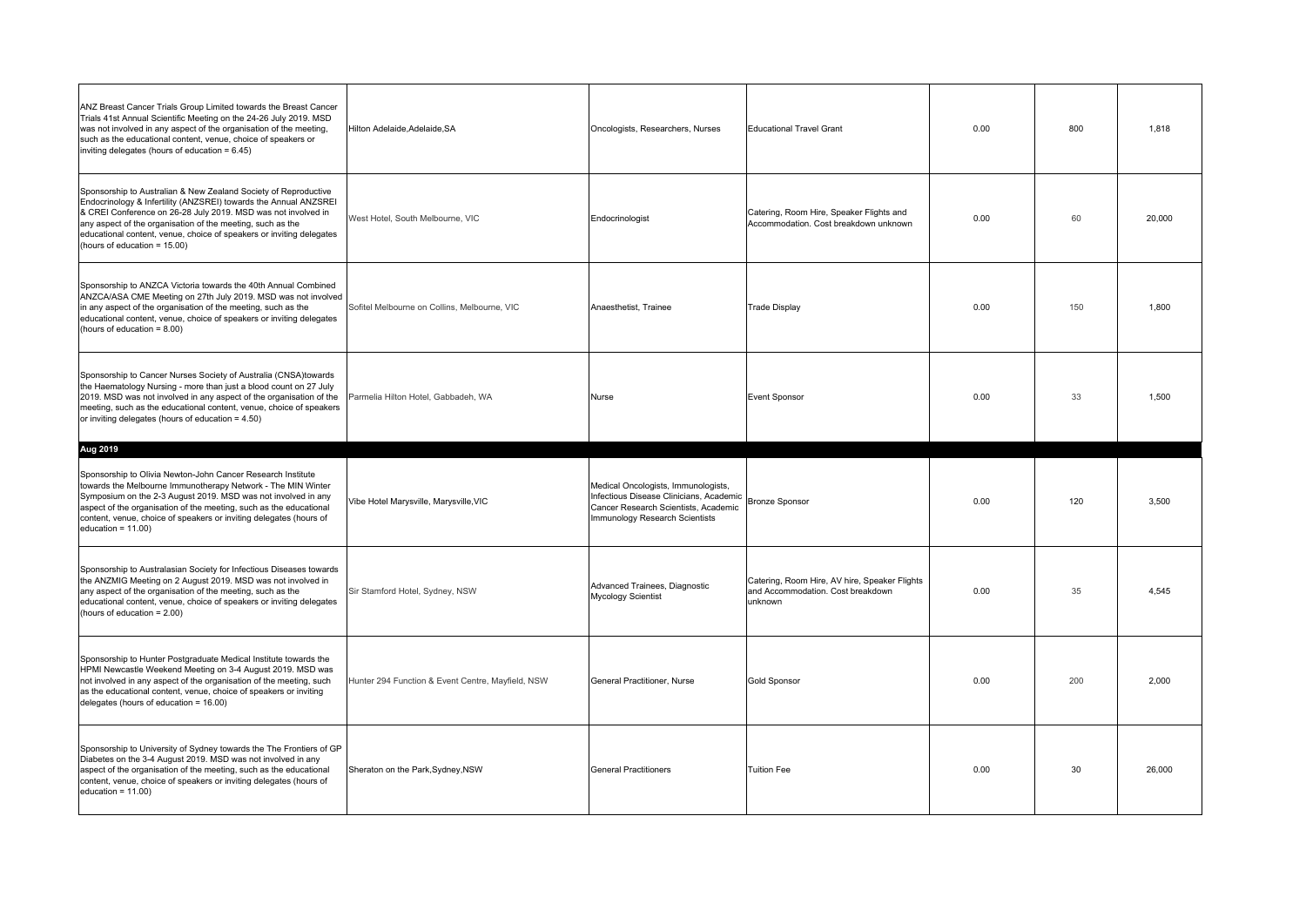| | | | | | | |
|---|---|---|---|---|---|---|
| ANZ Breast Cancer Trials Group Limited towards the Breast Cancer Trials 41st Annual Scientific Meeting on the 24-26 July 2019. MSD was not involved in any aspect of the organisation of the meeting, such as the educational content, venue, choice of speakers or inviting delegates (hours of education = 6.45) | Hilton Adelaide,Adelaide,SA | Oncologists, Researchers, Nurses | Educational Travel Grant | 0.00 | 800 | 1,818 |
| Sponsorship to Australian & New Zealand Society of Reproductive Endocrinology & Infertility (ANZSREI) towards the Annual ANZSREI & CREI Conference on 26-28 July 2019. MSD was not involved in any aspect of the organisation of the meeting, such as the educational content, venue, choice of speakers or inviting delegates (hours of education = 15.00) | West Hotel, South Melbourne, VIC | Endocrinologist | Catering, Room Hire, Speaker Flights and Accommodation. Cost breakdown unknown | 0.00 | 60 | 20,000 |
| Sponsorship to ANZCA Victoria towards the 40th Annual Combined ANZCA/ASA CME Meeting on 27th July 2019. MSD was not involved in any aspect of the organisation of the meeting, such as the educational content, venue, choice of speakers or inviting delegates (hours of education = 8.00) | Sofitel Melbourne on Collins, Melbourne, VIC | Anaesthetist, Trainee | Trade Display | 0.00 | 150 | 1,800 |
| Sponsorship to Cancer Nurses Society of Australia (CNSA)towards the Haematology Nursing - more than just a blood count on 27 July 2019. MSD was not involved in any aspect of the organisation of the meeting, such as the educational content, venue, choice of speakers or inviting delegates (hours of education = 4.50) | Parmelia Hilton Hotel, Gabbadeh, WA | Nurse | Event Sponsor | 0.00 | 33 | 1,500 |
| **Aug 2019** | | | | | | |
| Sponsorship to Olivia Newton-John Cancer Research Institute towards the Melbourne Immunotherapy Network - The MIN Winter Symposium on the 2-3 August 2019. MSD was not involved in any aspect of the organisation of the meeting, such as the educational content, venue, choice of speakers or inviting delegates (hours of education = 11.00) | Vibe Hotel Marysville, Marysville,VIC | Medical Oncologists, Immunologists, Infectious Disease Clinicians, Academic Cancer Research Scientists, Academic Immunology Research Scientists | Bronze Sponsor | 0.00 | 120 | 3,500 |
| Sponsorship to Australasian Society for Infectious Diseases towards the ANZMIG Meeting on 2 August 2019. MSD was not involved in any aspect of the organisation of the meeting, such as the educational content, venue, choice of speakers or inviting delegates (hours of education = 2.00) | Sir Stamford Hotel, Sydney, NSW | Advanced Trainees, Diagnostic Mycology Scientist | Catering, Room Hire, AV hire, Speaker Flights and Accommodation. Cost breakdown unknown | 0.00 | 35 | 4,545 |
| Sponsorship to Hunter Postgraduate Medical Institute towards the HPMI Newcastle Weekend Meeting on 3-4 August 2019. MSD was not involved in any aspect of the organisation of the meeting, such as the educational content, venue, choice of speakers or inviting delegates (hours of education = 16.00) | Hunter 294 Function & Event Centre, Mayfield, NSW | General Practitioner, Nurse | Gold Sponsor | 0.00 | 200 | 2,000 |
| Sponsorship to University of Sydney towards the The Frontiers of GP Diabetes on the 3-4 August 2019. MSD was not involved in any aspect of the organisation of the meeting, such as the educational content, venue, choice of speakers or inviting delegates (hours of education = 11.00) | Sheraton on the Park,Sydney,NSW | General Practitioners | Tuition Fee | 0.00 | 30 | 26,000 |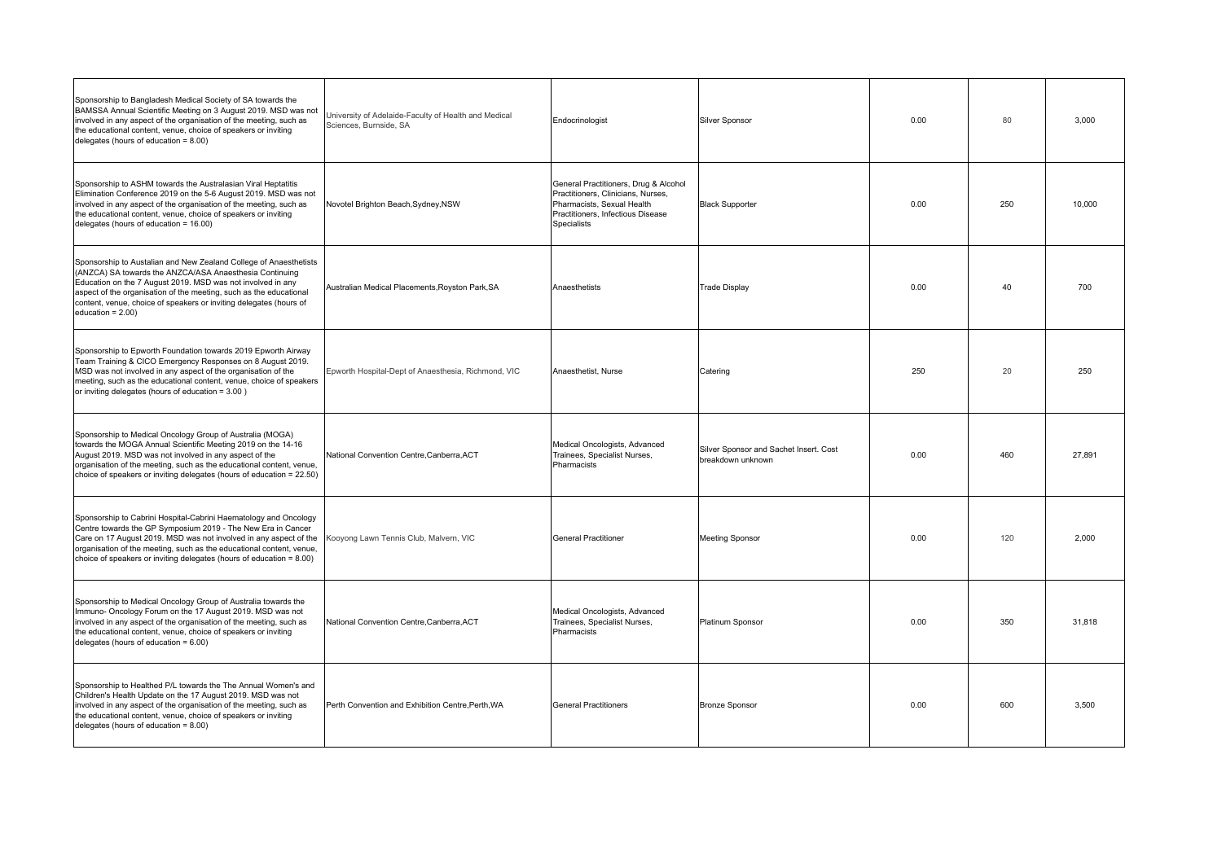| | | | | | | |
|---|---|---|---|---|---|---|
| Sponsorship to Bangladesh Medical Society of SA towards the BAMSSA Annual Scientific Meeting on 3 August 2019. MSD was not involved in any aspect of the organisation of the meeting, such as the educational content, venue, choice of speakers or inviting delegates (hours of education = 8.00) | University of Adelaide-Faculty of Health and Medical Sciences, Burnside, SA | Endocrinologist | Silver Sponsor | 0.00 | 80 | 3,000 |
| Sponsorship to ASHM towards the Australasian Viral Heptatitis Elimination Conference 2019 on the 5-6 August 2019. MSD was not involved in any aspect of the organisation of the meeting, such as the educational content, venue, choice of speakers or inviting delegates (hours of education = 16.00) | Novotel Brighton Beach,Sydney,NSW | General Practitioners, Drug & Alcohol Practitioners, Clinicians, Nurses, Pharmacists, Sexual Health Practitioners, Infectious Disease Specialists | Black Supporter | 0.00 | 250 | 10,000 |
| Sponsorship to Austalian and New Zealand College of Anaesthetists (ANZCA) SA towards the ANZCA/ASA Anaesthesia Continuing Education on the 7 August 2019. MSD was not involved in any aspect of the organisation of the meeting, such as the educational content, venue, choice of speakers or inviting delegates (hours of education = 2.00) | Australian Medical Placements,Royston Park,SA | Anaesthetists | Trade Display | 0.00 | 40 | 700 |
| Sponsorship to Epworth Foundation towards 2019 Epworth Airway Team Training & CICO Emergency Responses on 8 August 2019. MSD was not involved in any aspect of the organisation of the meeting, such as the educational content, venue, choice of speakers or inviting delegates (hours of education = 3.00 ) | Epworth Hospital-Dept of Anaesthesia, Richmond, VIC | Anaesthetist, Nurse | Catering | 250 | 20 | 250 |
| Sponsorship to Medical Oncology Group of Australia (MOGA) towards the MOGA Annual Scientific Meeting 2019 on the 14-16 August 2019. MSD was not involved in any aspect of the organisation of the meeting, such as the educational content, venue, choice of speakers or inviting delegates (hours of education = 22.50) | National Convention Centre,Canberra,ACT | Medical Oncologists, Advanced Trainees, Specialist Nurses, Pharmacists | Silver Sponsor and Sachet Insert. Cost breakdown unknown | 0.00 | 460 | 27,891 |
| Sponsorship to Cabrini Hospital-Cabrini Haematology and Oncology Centre towards the GP Symposium 2019 - The New Era in Cancer Care on 17 August 2019. MSD was not involved in any aspect of the organisation of the meeting, such as the educational content, venue, choice of speakers or inviting delegates (hours of education = 8.00) | Kooyong Lawn Tennis Club, Malvern, VIC | General Practitioner | Meeting Sponsor | 0.00 | 120 | 2,000 |
| Sponsorship to Medical Oncology Group of Australia towards the Immuno- Oncology Forum on the 17 August 2019. MSD was not involved in any aspect of the organisation of the meeting, such as the educational content, venue, choice of speakers or inviting delegates (hours of education = 6.00) | National Convention Centre,Canberra,ACT | Medical Oncologists, Advanced Trainees, Specialist Nurses, Pharmacists | Platinum Sponsor | 0.00 | 350 | 31,818 |
| Sponsorship to Healthed P/L towards the The Annual Women's and Children's Health Update on the 17 August 2019. MSD was not involved in any aspect of the organisation of the meeting, such as the educational content, venue, choice of speakers or inviting delegates (hours of education = 8.00) | Perth Convention and Exhibition Centre,Perth,WA | General Practitioners | Bronze Sponsor | 0.00 | 600 | 3,500 |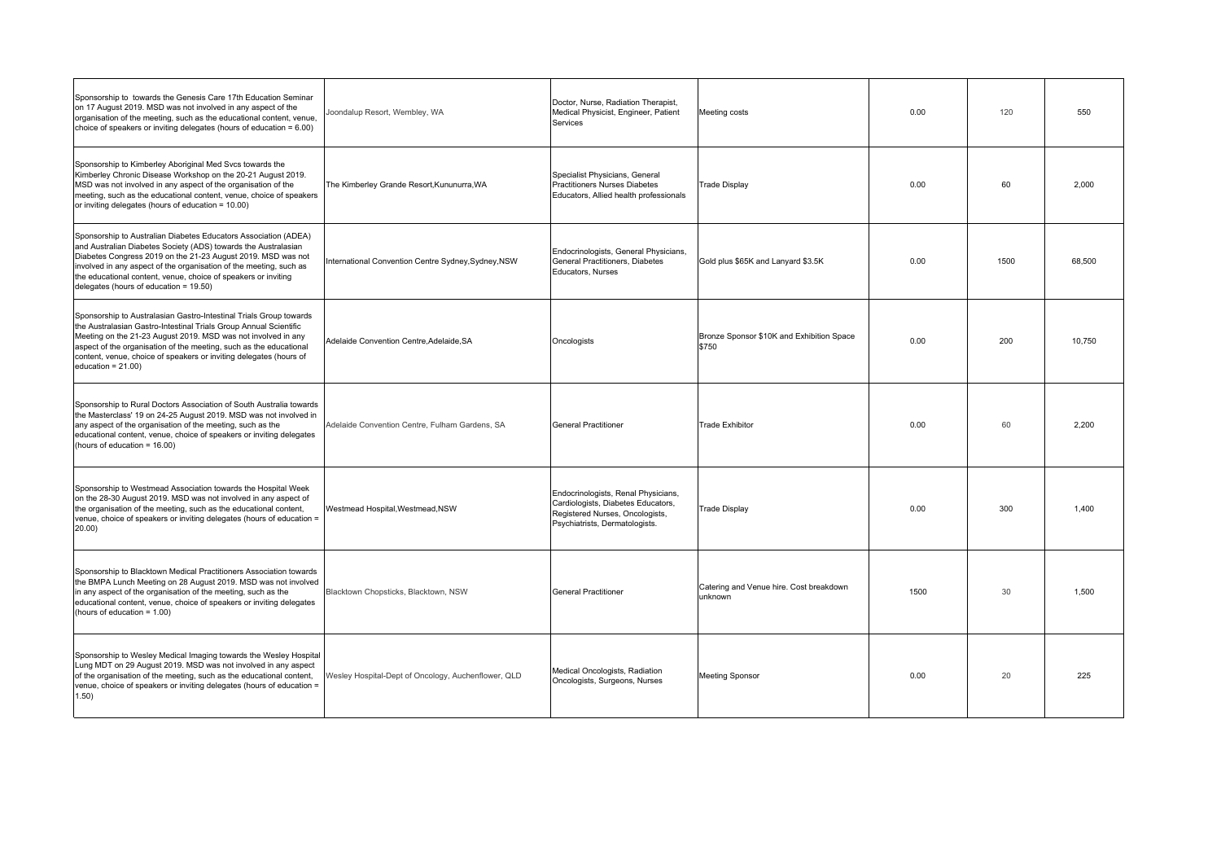| | | | | | | |
|---|---|---|---|---|---|---|
| Sponsorship to towards the Genesis Care 17th Education Seminar on 17 August 2019. MSD was not involved in any aspect of the organisation of the meeting, such as the educational content, venue, choice of speakers or inviting delegates (hours of education = 6.00) | Joondalup Resort, Wembley, WA | Doctor, Nurse, Radiation Therapist, Medical Physicist, Engineer, Patient Services | Meeting costs | 0.00 | 120 | 550 |
| Sponsorship to Kimberley Aboriginal Med Svcs towards the Kimberley Chronic Disease Workshop on the 20-21 August 2019. MSD was not involved in any aspect of the organisation of the meeting, such as the educational content, venue, choice of speakers or inviting delegates (hours of education = 10.00) | The Kimberley Grande Resort,Kununurra,WA | Specialist Physicians, General Practitioners Nurses Diabetes Educators, Allied health professionals | Trade Display | 0.00 | 60 | 2,000 |
| Sponsorship to Australian Diabetes Educators Association (ADEA) and Australian Diabetes Society (ADS) towards the Australasian Diabetes Congress 2019 on the 21-23 August 2019. MSD was not involved in any aspect of the organisation of the meeting, such as the educational content, venue, choice of speakers or inviting delegates (hours of education = 19.50) | International Convention Centre Sydney,Sydney,NSW | Endocrinologists, General Physicians, General Practitioners, Diabetes Educators, Nurses | Gold plus $65K and Lanyard $3.5K | 0.00 | 1500 | 68,500 |
| Sponsorship to Australasian Gastro-Intestinal Trials Group towards the Australasian Gastro-Intestinal Trials Group Annual Scientific Meeting on the 21-23 August 2019. MSD was not involved in any aspect of the organisation of the meeting, such as the educational content, venue, choice of speakers or inviting delegates (hours of education = 21.00) | Adelaide Convention Centre,Adelaide,SA | Oncologists | Bronze Sponsor $10K and Exhibition Space $750 | 0.00 | 200 | 10,750 |
| Sponsorship to Rural Doctors Association of South Australia towards the Masterclass' 19 on 24-25 August 2019. MSD was not involved in any aspect of the organisation of the meeting, such as the educational content, venue, choice of speakers or inviting delegates (hours of education = 16.00) | Adelaide Convention Centre, Fulham Gardens, SA | General Practitioner | Trade Exhibitor | 0.00 | 60 | 2,200 |
| Sponsorship to Westmead Association towards the Hospital Week on the 28-30 August 2019. MSD was not involved in any aspect of the organisation of the meeting, such as the educational content, venue, choice of speakers or inviting delegates (hours of education = 20.00) | Westmead Hospital,Westmead,NSW | Endocrinologists, Renal Physicians, Cardiologists, Diabetes Educators, Registered Nurses, Oncologists, Psychiatrists, Dermatologists. | Trade Display | 0.00 | 300 | 1,400 |
| Sponsorship to Blacktown Medical Practitioners Association towards the BMPA Lunch Meeting on 28 August 2019. MSD was not involved in any aspect of the organisation of the meeting, such as the educational content, venue, choice of speakers or inviting delegates (hours of education = 1.00) | Blacktown Chopsticks, Blacktown, NSW | General Practitioner | Catering and Venue hire. Cost breakdown unknown | 1500 | 30 | 1,500 |
| Sponsorship to Wesley Medical Imaging towards the Wesley Hospital Lung MDT on 29 August 2019. MSD was not involved in any aspect of the organisation of the meeting, such as the educational content, venue, choice of speakers or inviting delegates (hours of education = 1.50) | Wesley Hospital-Dept of Oncology, Auchenflower, QLD | Medical Oncologists, Radiation Oncologists, Surgeons, Nurses | Meeting Sponsor | 0.00 | 20 | 225 |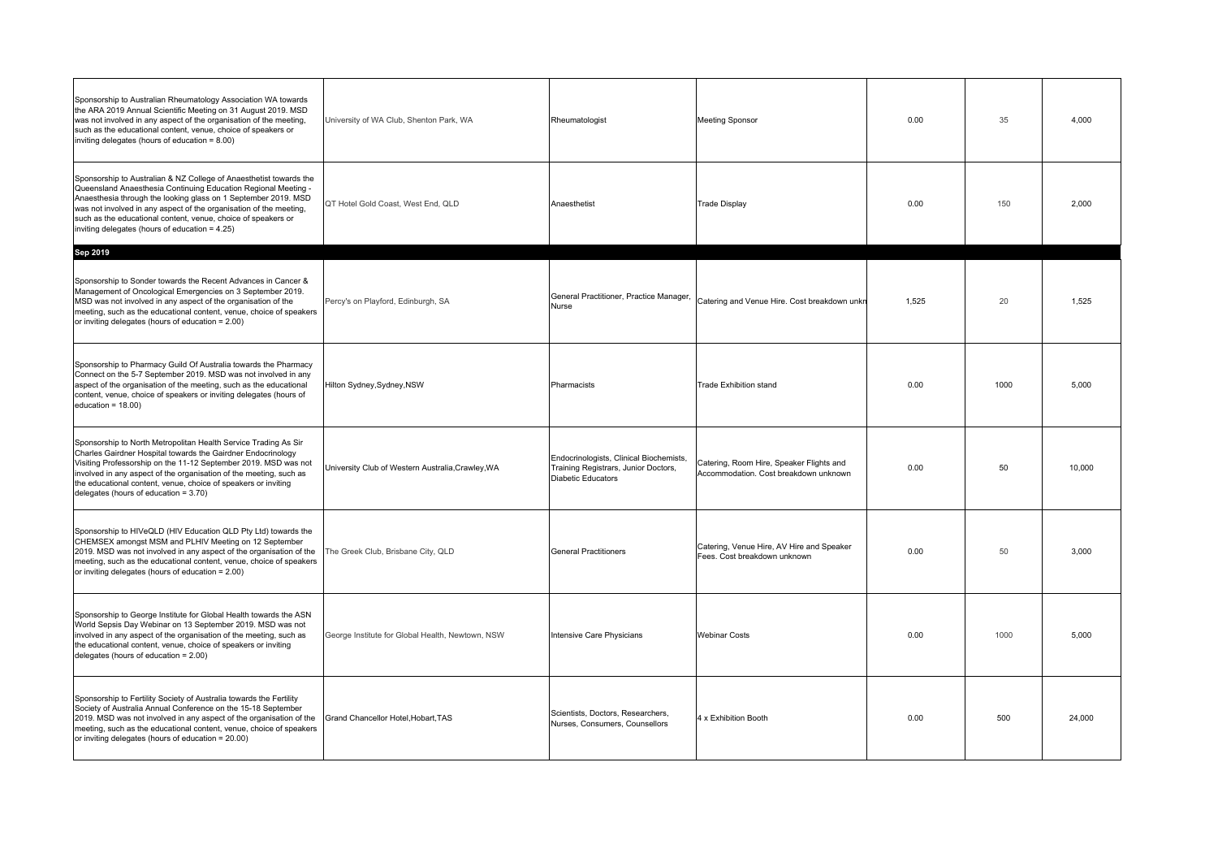| | | | | | | |
|---|---|---|---|---|---|---|
| Sponsorship to Australian Rheumatology Association WA towards the ARA 2019 Annual Scientific Meeting on 31 August 2019. MSD was not involved in any aspect of the organisation of the meeting, such as the educational content, venue, choice of speakers or inviting delegates (hours of education = 8.00) | University of WA Club, Shenton Park, WA | Rheumatologist | Meeting Sponsor | 0.00 | 35 | 4,000 |
| Sponsorship to Australian & NZ College of Anaesthetist towards the Queensland Anaesthesia Continuing Education Regional Meeting - Anaesthesia through the looking glass on 1 September 2019. MSD was not involved in any aspect of the organisation of the meeting, such as the educational content, venue, choice of speakers or inviting delegates (hours of education = 4.25) | QT Hotel Gold Coast, West End, QLD | Anaesthetist | Trade Display | 0.00 | 150 | 2,000 |
| **Sep 2019** | | | | | | |
| Sponsorship to Sonder towards the Recent Advances in Cancer & Management of Oncological Emergencies on 3 September 2019. MSD was not involved in any aspect of the organisation of the meeting, such as the educational content, venue, choice of speakers or inviting delegates (hours of education = 2.00) | Percy's on Playford, Edinburgh, SA | General Practitioner, Practice Manager, Nurse | Catering and Venue Hire. Cost breakdown unkn | 1,525 | 20 | 1,525 |
| Sponsorship to Pharmacy Guild Of Australia towards the Pharmacy Connect on the 5-7 September 2019. MSD was not involved in any aspect of the organisation of the meeting, such as the educational content, venue, choice of speakers or inviting delegates (hours of education = 18.00) | Hilton Sydney,Sydney,NSW | Pharmacists | Trade Exhibition stand | 0.00 | 1000 | 5,000 |
| Sponsorship to North Metropolitan Health Service Trading As Sir Charles Gairdner Hospital towards the Gairdner Endocrinology Visiting Professorship on the 11-12 September 2019. MSD was not involved in any aspect of the organisation of the meeting, such as the educational content, venue, choice of speakers or inviting delegates (hours of education = 3.70) | University Club of Western Australia,Crawley,WA | Endocrinologists, Clinical Biochemists, Training Registrars, Junior Doctors, Diabetic Educators | Catering, Room Hire, Speaker Flights and Accommodation. Cost breakdown unknown | 0.00 | 50 | 10,000 |
| Sponsorship to HIVeQLD (HIV Education QLD Pty Ltd) towards the CHEMSEX amongst MSM and PLHIV Meeting on 12 September 2019. MSD was not involved in any aspect of the organisation of the meeting, such as the educational content, venue, choice of speakers or inviting delegates (hours of education = 2.00) | The Greek Club, Brisbane City, QLD | General Practitioners | Catering, Venue Hire, AV Hire and Speaker Fees. Cost breakdown unknown | 0.00 | 50 | 3,000 |
| Sponsorship to George Institute for Global Health towards the ASN World Sepsis Day Webinar on 13 September 2019. MSD was not involved in any aspect of the organisation of the meeting, such as the educational content, venue, choice of speakers or inviting delegates (hours of education = 2.00) | George Institute for Global Health, Newtown, NSW | Intensive Care Physicians | Webinar Costs | 0.00 | 1000 | 5,000 |
| Sponsorship to Fertility Society of Australia towards the Fertility Society of Australia Annual Conference on the 15-18 September 2019. MSD was not involved in any aspect of the organisation of the meeting, such as the educational content, venue, choice of speakers or inviting delegates (hours of education = 20.00) | Grand Chancellor Hotel,Hobart,TAS | Scientists, Doctors, Researchers, Nurses, Consumers, Counsellors | 4 x Exhibition Booth | 0.00 | 500 | 24,000 |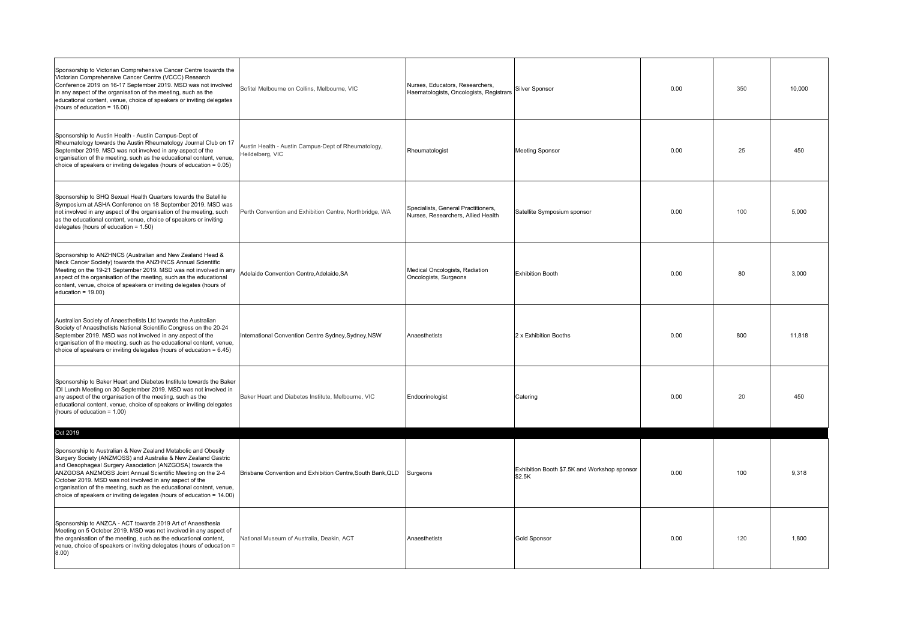| | | | | | | |
|---|---|---|---|---|---|---|
| Sponsorship to Victorian Comprehensive Cancer Centre towards the Victorian Comprehensive Cancer Centre (VCCC) Research Conference 2019 on 16-17 September 2019. MSD was not involved in any aspect of the organisation of the meeting, such as the educational content, venue, choice of speakers or inviting delegates (hours of education = 16.00) | Sofitel Melbourne on Collins, Melbourne, VIC | Nurses, Educators, Researchers, Haematologists, Oncologists, Registrars | Silver Sponsor | 0.00 | 350 | 10,000 |
| Sponsorship to Austin Health - Austin Campus-Dept of Rheumatology towards the Austin Rheumatology Journal Club on 17 September 2019. MSD was not involved in any aspect of the organisation of the meeting, such as the educational content, venue, choice of speakers or inviting delegates (hours of education = 0.05) | Austin Health - Austin Campus-Dept of Rheumatology, Heildelberg, VIC | Rheumatologist | Meeting Sponsor | 0.00 | 25 | 450 |
| Sponsorship to SHQ Sexual Health Quarters towards the Satellite Symposium at ASHA Conference on 18 September 2019. MSD was not involved in any aspect of the organisation of the meeting, such as the educational content, venue, choice of speakers or inviting delegates (hours of education = 1.50) | Perth Convention and Exhibition Centre, Northbridge, WA | Specialists, General Practitioners, Nurses, Researchers, Allied Health | Satellite Symposium sponsor | 0.00 | 100 | 5,000 |
| Sponsorship to ANZHNCS (Australian and New Zealand Head & Neck Cancer Society) towards the ANZHNCS Annual Scientific Meeting on the 19-21 September 2019. MSD was not involved in any aspect of the organisation of the meeting, such as the educational content, venue, choice of speakers or inviting delegates (hours of education = 19.00) | Adelaide Convention Centre,Adelaide,SA | Medical Oncologists, Radiation Oncologists, Surgeons | Exhibition Booth | 0.00 | 80 | 3,000 |
| Australian Society of Anaesthetists Ltd towards the Australian Society of Anaesthetists National Scientific Congress on the 20-24 September 2019. MSD was not involved in any aspect of the organisation of the meeting, such as the educational content, venue, choice of speakers or inviting delegates (hours of education = 6.45) | International Convention Centre Sydney,Sydney,NSW | Anaesthetists | 2 x Exhibition Booths | 0.00 | 800 | 11,818 |
| Sponsorship to Baker Heart and Diabetes Institute towards the Baker IDI Lunch Meeting on 30 September 2019. MSD was not involved in any aspect of the organisation of the meeting, such as the educational content, venue, choice of speakers or inviting delegates (hours of education = 1.00) | Baker Heart and Diabetes Institute, Melbourne, VIC | Endocrinologist | Catering | 0.00 | 20 | 450 |
| **Oct 2019** | | | | | | |
| Sponsorship to Australian & New Zealand Metabolic and Obesity Surgery Society (ANZMOSS) and Australia & New Zealand Gastric and Oesophageal Surgery Association (ANZGOSA) towards the ANZGOSA ANZMOSS Joint Annual Scientific Meeting on the 2-4 October 2019. MSD was not involved in any aspect of the organisation of the meeting, such as the educational content, venue, choice of speakers or inviting delegates (hours of education = 14.00) | Brisbane Convention and Exhibition Centre,South Bank,QLD | Surgeons | Exhibition Booth $7.5K and Workshop sponsor $2.5K | 0.00 | 100 | 9,318 |
| Sponsorship to ANZCA - ACT towards 2019 Art of Anaesthesia Meeting on 5 October 2019. MSD was not involved in any aspect of the organisation of the meeting, such as the educational content, venue, choice of speakers or inviting delegates (hours of education = 8.00) | National Museum of Australia, Deakin, ACT | Anaesthetists | Gold Sponsor | 0.00 | 120 | 1,800 |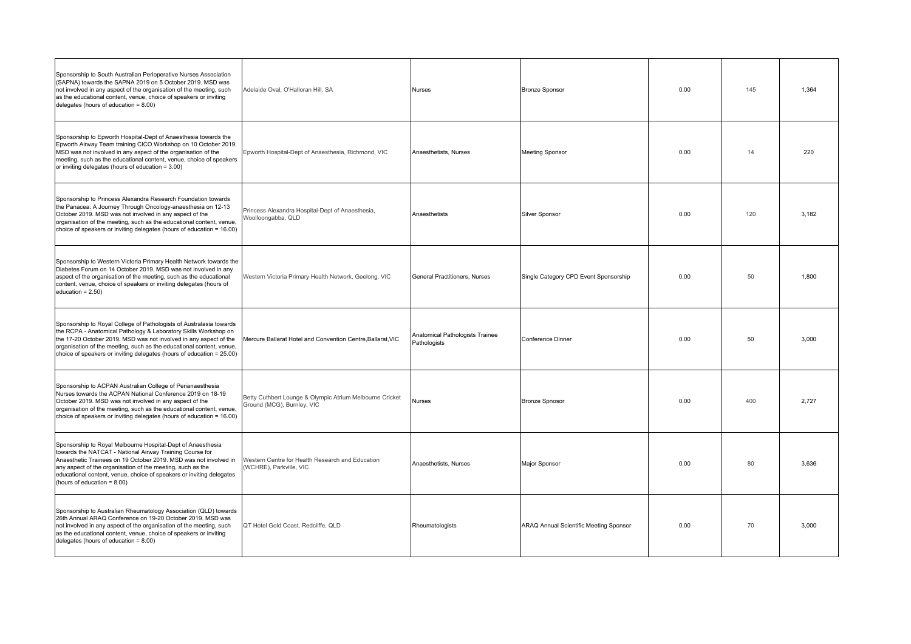| | | | | | | |
|---|---|---|---|---|---|---|
| Sponsorship to South Australian Perioperative Nurses Association (SAPNA) towards the SAPNA 2019 on 5 October 2019. MSD was not involved in any aspect of the organisation of the meeting, such as the educational content, venue, choice of speakers or inviting delegates (hours of education = 8.00) | Adelaide Oval, O'Halloran Hill, SA | Nurses | Bronze Sponsor | 0.00 | 145 | 1,364 |
| Sponsorship to Epworth Hospital-Dept of Anaesthesia towards the Epworth Airway Team training CICO Workshop on 10 October 2019. MSD was not involved in any aspect of the organisation of the meeting, such as the educational content, venue, choice of speakers or inviting delegates (hours of education = 3.00) | Epworth Hospital-Dept of Anaesthesia, Richmond, VIC | Anaesthetists, Nurses | Meeting Sponsor | 0.00 | 14 | 220 |
| Sponsorship to Princess Alexandra Research Foundation towards the Panacea: A Journey Through Oncology-anaesthesia on 12-13 October 2019. MSD was not involved in any aspect of the organisation of the meeting, such as the educational content, venue, choice of speakers or inviting delegates (hours of education = 16.00) | Princess Alexandra Hospital-Dept of Anaesthesia, Woolloongabba, QLD | Anaesthetists | Silver Sponsor | 0.00 | 120 | 3,182 |
| Sponsorship to Western Victoria Primary Health Network towards the Diabetes Forum on 14 October 2019. MSD was not involved in any aspect of the organisation of the meeting, such as the educational content, venue, choice of speakers or inviting delegates (hours of education = 2.50) | Western Victoria Primary Health Network, Geelong, VIC | General Practitioners, Nurses | Single Category CPD Event Sponsorship | 0.00 | 50 | 1,800 |
| Sponsorship to Royal College of Pathologists of Australasia towards the RCPA - Anatomical Pathology & Laboratory Skills Workshop on the 17-20 October 2019. MSD was not involved in any aspect of the organisation of the meeting, such as the educational content, venue, choice of speakers or inviting delegates (hours of education = 25.00) | Mercure Ballarat Hotel and Convention Centre,Ballarat,VIC | Anatomical Pathologists Trainee Pathologists | Conference Dinner | 0.00 | 50 | 3,000 |
| Sponsorship to ACPAN Australian College of Perianaesthesia Nurses towards the ACPAN National Conference 2019 on 18-19 October 2019. MSD was not involved in any aspect of the organisation of the meeting, such as the educational content, venue, choice of speakers or inviting delegates (hours of education = 16.00) | Betty Cuthbert Lounge & Olympic Atrium Melbourne Cricket Ground (MCG), Burnley, VIC | Nurses | Bronze Spnosor | 0.00 | 400 | 2,727 |
| Sponsorship to Royal Melbourne Hospital-Dept of Anaesthesia towards the NATCAT - National Airway Training Course for Anaesthetic Trainees on 19 October 2019. MSD was not involved in any aspect of the organisation of the meeting, such as the educational content, venue, choice of speakers or inviting delegates (hours of education = 8.00) | Western Centre for Health Research and Education (WCHRE), Parkville, VIC | Anaesthetists, Nurses | Major Sponsor | 0.00 | 80 | 3,636 |
| Sponsorship to Australian Rheumatology Association (QLD) towards 26th Annual ARAQ Conference on 19-20 October 2019. MSD was not involved in any aspect of the organisation of the meeting, such as the educational content, venue, choice of speakers or inviting delegates (hours of education = 8.00) | QT Hotel Gold Coast, Redcliffe, QLD | Rheumatologists | ARAQ Annual Scientific Meeting Sponsor | 0.00 | 70 | 3,000 |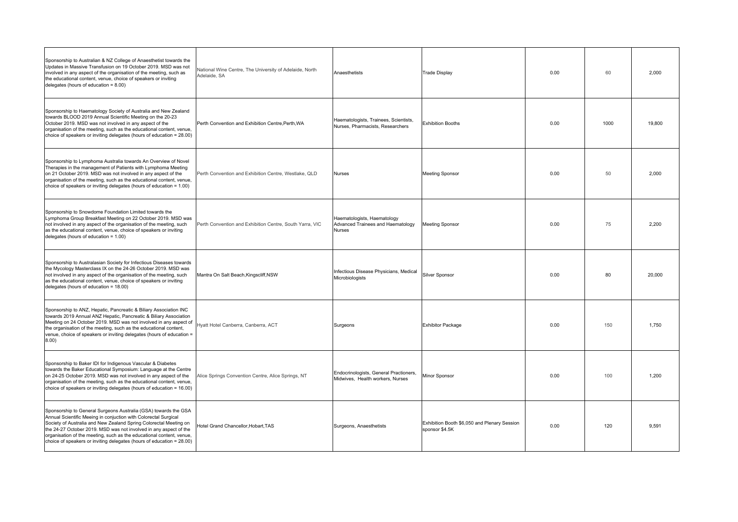| | | | | | | |
|---|---|---|---|---|---|---|
| Sponsorship to Australian & NZ College of Anaesthetist towards the Updates in Massive Transfusion on 19 October 2019. MSD was not involved in any aspect of the organisation of the meeting, such as the educational content, venue, choice of speakers or inviting delegates (hours of education = 8.00) | National Wine Centre, The University of Adelaide, North Adelaide, SA | Anaesthetists | Trade Display | 0.00 | 60 | 2,000 |
| Sponsorship to Haematology Society of Australia and New Zealand towards BLOOD 2019 Annual Scientific Meeting on the 20-23 October 2019. MSD was not involved in any aspect of the organisation of the meeting, such as the educational content, venue, choice of speakers or inviting delegates (hours of education = 28.00) | Perth Convention and Exhibition Centre,Perth,WA | Haematologists, Trainees, Scientists, Nurses, Pharmacists, Researchers | Exhibition Booths | 0.00 | 1000 | 19,800 |
| Sponsorship to Lymphoma Australia towards An Overview of Novel Therapies in the management of Patients with Lymphoma Meeting on 21 October 2019. MSD was not involved in any aspect of the organisation of the meeting, such as the educational content, venue, choice of speakers or inviting delegates (hours of education = 1.00) | Perth Convention and Exhibition Centre, Westlake, QLD | Nurses | Meeting Sponsor | 0.00 | 50 | 2,000 |
| Sponsorship to Snowdome Foundation Limited towards the Lymphoma Group Breakfast Meeting on 22 October 2019. MSD was not involved in any aspect of the organisation of the meeting, such as the educational content, venue, choice of speakers or inviting delegates (hours of education = 1.00) | Perth Convention and Exhibition Centre, South Yarra, VIC | Haematologists, Haematology Advanced Trainees and Haematology Nurses | Meeting Sponsor | 0.00 | 75 | 2,200 |
| Sponsorship to Australasian Society for Infectious Diseases towards the Mycology Masterclass IX on the 24-26 October 2019. MSD was not involved in any aspect of the organisation of the meeting, such as the educational content, venue, choice of speakers or inviting delegates (hours of education = 18.00) | Mantra On Salt Beach,Kingscliff,NSW | Infectious Disease Physicians, Medical Microbiologists | Silver Sponsor | 0.00 | 80 | 20,000 |
| Sponsorship to ANZ, Hepatic, Pancreatic & Biliary Association INC towards 2019 Annual ANZ Hepatic, Pancreatic & Biliary Association Meeting on 24 October 2019. MSD was not involved in any aspect of the organisation of the meeting, such as the educational content, venue, choice of speakers or inviting delegates (hours of education = 8.00) | Hyatt Hotel Canberra, Canberra, ACT | Surgeons | Exhibitor Package | 0.00 | 150 | 1,750 |
| Sponsorship to Baker IDI for Indigenous Vascular & Diabetes towards the Baker Educational Symposium: Language at the Centre on 24-25 October 2019. MSD was not involved in any aspect of the organisation of the meeting, such as the educational content, venue, choice of speakers or inviting delegates (hours of education = 16.00) | Alice Springs Convention Centre, Alice Springs, NT | Endocrinologists, General Practioners, Midwives, Health workers, Nurses | Minor Sponsor | 0.00 | 100 | 1,200 |
| Sponsorship to General Surgeons Australia (GSA) towards the GSA Annual Scientific Meeing in conjuction with Colorectal Surgical Society of Australia and New Zealand Spring Colorectal Meeting on the 24-27 October 2019. MSD was not involved in any aspect of the organisation of the meeting, such as the educational content, venue, choice of speakers or inviting delegates (hours of education = 28.00) | Hotel Grand Chancellor,Hobart,TAS | Surgeons, Anaesthetists | Exhibition Booth $6,050 and Plenary Session sponsor $4.5K | 0.00 | 120 | 9,591 |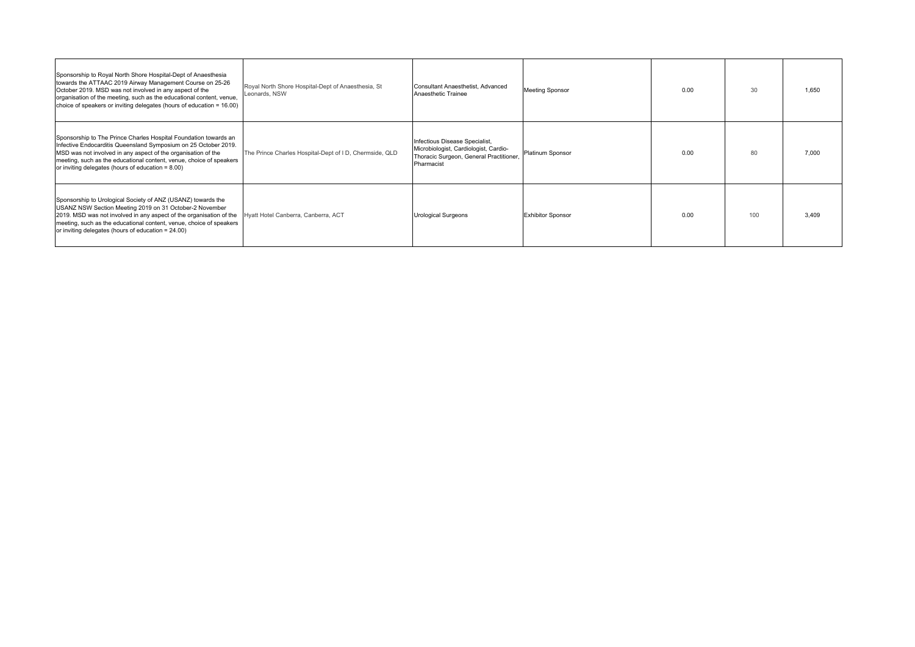| | | | | | | |
|---|---|---|---|---|---|---|
| Sponsorship to Royal North Shore Hospital-Dept of Anaesthesia towards the ATTAAC 2019 Airway Management Course on 25-26 October 2019. MSD was not involved in any aspect of the organisation of the meeting, such as the educational content, venue, choice of speakers or inviting delegates (hours of education = 16.00) | Royal North Shore Hospital-Dept of Anaesthesia, St Leonards, NSW | Consultant Anaesthetist, Advanced Anaesthetic Trainee | Meeting Sponsor | 0.00 | 30 | 1,650 |
| Sponsorship to The Prince Charles Hospital Foundation towards an Infective Endocarditis Queensland Symposium on 25 October 2019. MSD was not involved in any aspect of the organisation of the meeting, such as the educational content, venue, choice of speakers or inviting delegates (hours of education = 8.00) | The Prince Charles Hospital-Dept of I D, Chermside, QLD | Infectious Disease Specialist, Microbiologist, Cardiologist, Cardio-Thoracic Surgeon, General Practitioner, Pharmacist | Platinum Sponsor | 0.00 | 80 | 7,000 |
| Sponsorship to Urological Society of ANZ (USANZ) towards the USANZ NSW Section Meeting 2019 on 31 October-2 November 2019. MSD was not involved in any aspect of the organisation of the meeting, such as the educational content, venue, choice of speakers or inviting delegates (hours of education = 24.00) | Hyatt Hotel Canberra, Canberra, ACT | Urological Surgeons | Exhibitor Sponsor | 0.00 | 100 | 3,409 |